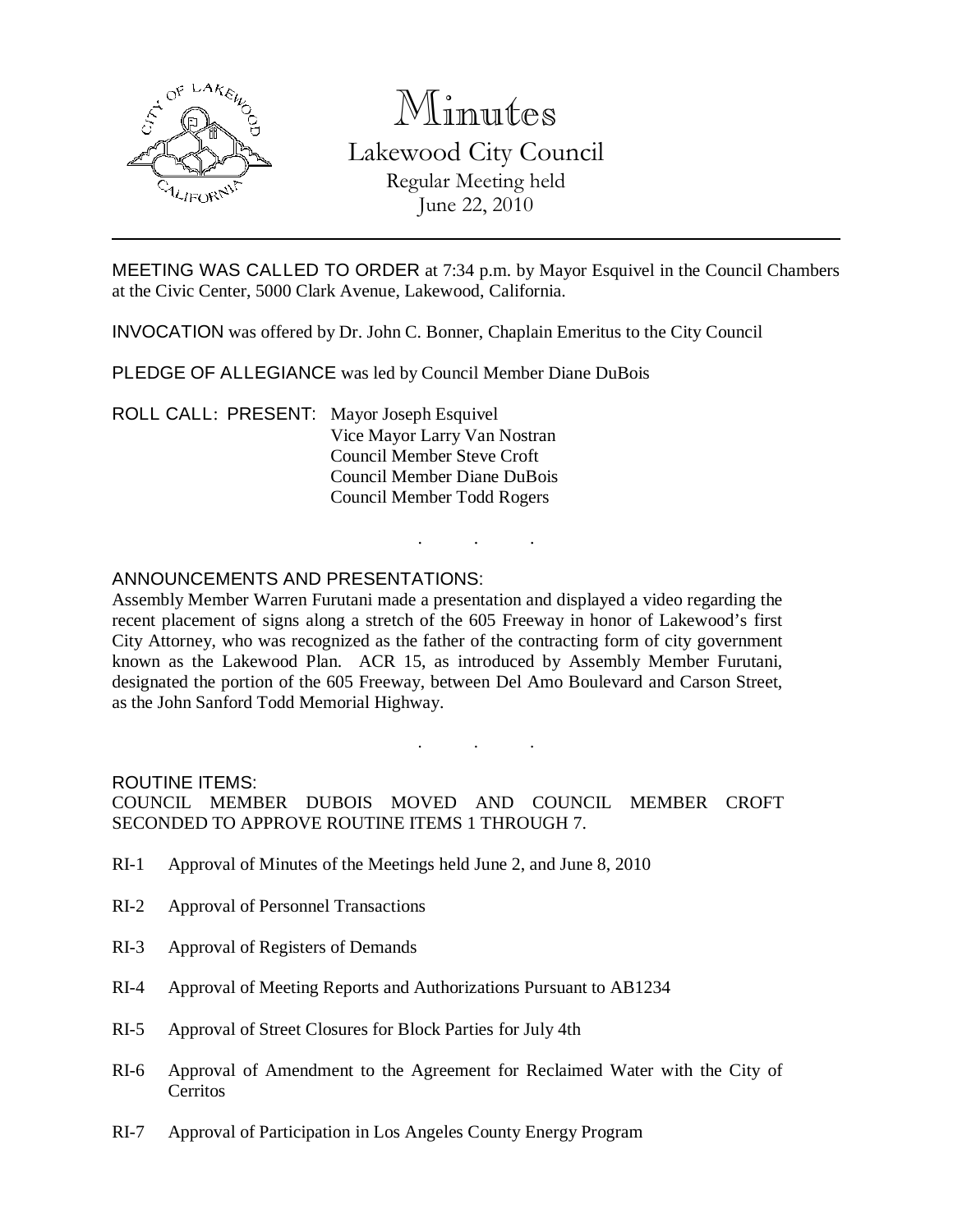# Minutes

## Lakewood City Council

Regular Meeting held
June 22, 2010

---

MEETING WAS CALLED TO ORDER at 7:34 p.m. by Mayor Esquivel in the Council Chambers at the Civic Center, 5000 Clark Avenue, Lakewood, California.

INVOCATION was offered by Dr. John C. Bonner, Chaplain Emeritus to the City Council

PLEDGE OF ALLEGIANCE was led by Council Member Diane DuBois

ROLL CALL: PRESENT: Mayor Joseph Esquivel
Vice Mayor Larry Van Nostran
Council Member Steve Croft
Council Member Diane DuBois
Council Member Todd Rogers

. . .

ANNOUNCEMENTS AND PRESENTATIONS:

Assembly Member Warren Furutani made a presentation and displayed a video regarding the recent placement of signs along a stretch of the 605 Freeway in honor of Lakewood's first City Attorney, who was recognized as the father of the contracting form of city government known as the Lakewood Plan. ACR 15, as introduced by Assembly Member Furutani, designated the portion of the 605 Freeway, between Del Amo Boulevard and Carson Street, as the John Sanford Todd Memorial Highway.

. . .

ROUTINE ITEMS:

COUNCIL MEMBER DUBOIS MOVED AND COUNCIL MEMBER CROFT SECONDED TO APPROVE ROUTINE ITEMS 1 THROUGH 7.

RI-1 Approval of Minutes of the Meetings held June 2, and June 8, 2010

RI-2 Approval of Personnel Transactions

RI-3 Approval of Registers of Demands

RI-4 Approval of Meeting Reports and Authorizations Pursuant to AB1234

RI-5 Approval of Street Closures for Block Parties for July 4th

RI-6 Approval of Amendment to the Agreement for Reclaimed Water with the City of Cerritos

RI-7 Approval of Participation in Los Angeles County Energy Program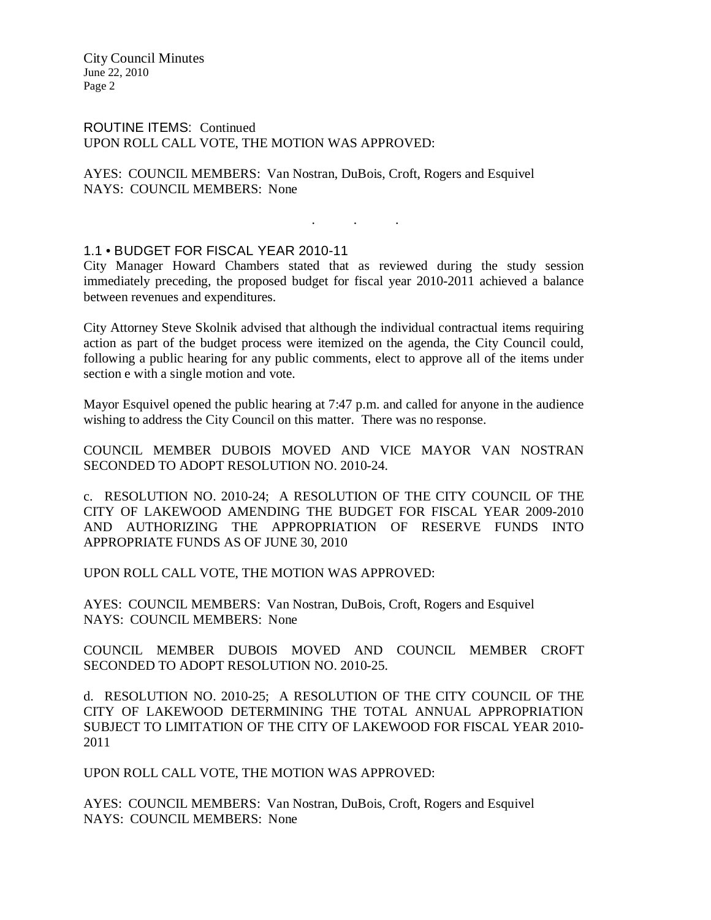ROUTINE ITEMS: Continued
UPON ROLL CALL VOTE, THE MOTION WAS APPROVED:

AYES: COUNCIL MEMBERS: Van Nostran, DuBois, Croft, Rogers and Esquivel
NAYS: COUNCIL MEMBERS: None

. . .

1.1 • BUDGET FOR FISCAL YEAR 2010-11

City Manager Howard Chambers stated that as reviewed during the study session immediately preceding, the proposed budget for fiscal year 2010-2011 achieved a balance between revenues and expenditures.

City Attorney Steve Skolnik advised that although the individual contractual items requiring action as part of the budget process were itemized on the agenda, the City Council could, following a public hearing for any public comments, elect to approve all of the items under section e with a single motion and vote.

Mayor Esquivel opened the public hearing at 7:47 p.m. and called for anyone in the audience wishing to address the City Council on this matter. There was no response.

COUNCIL MEMBER DUBOIS MOVED AND VICE MAYOR VAN NOSTRAN SECONDED TO ADOPT RESOLUTION NO. 2010-24.

c. RESOLUTION NO. 2010-24; A RESOLUTION OF THE CITY COUNCIL OF THE CITY OF LAKEWOOD AMENDING THE BUDGET FOR FISCAL YEAR 2009-2010 AND AUTHORIZING THE APPROPRIATION OF RESERVE FUNDS INTO APPROPRIATE FUNDS AS OF JUNE 30, 2010

UPON ROLL CALL VOTE, THE MOTION WAS APPROVED:

AYES: COUNCIL MEMBERS: Van Nostran, DuBois, Croft, Rogers and Esquivel
NAYS: COUNCIL MEMBERS: None

COUNCIL MEMBER DUBOIS MOVED AND COUNCIL MEMBER CROFT SECONDED TO ADOPT RESOLUTION NO. 2010-25.

d. RESOLUTION NO. 2010-25; A RESOLUTION OF THE CITY COUNCIL OF THE CITY OF LAKEWOOD DETERMINING THE TOTAL ANNUAL APPROPRIATION SUBJECT TO LIMITATION OF THE CITY OF LAKEWOOD FOR FISCAL YEAR 2010-2011

UPON ROLL CALL VOTE, THE MOTION WAS APPROVED:

AYES: COUNCIL MEMBERS: Van Nostran, DuBois, Croft, Rogers and Esquivel
NAYS: COUNCIL MEMBERS: None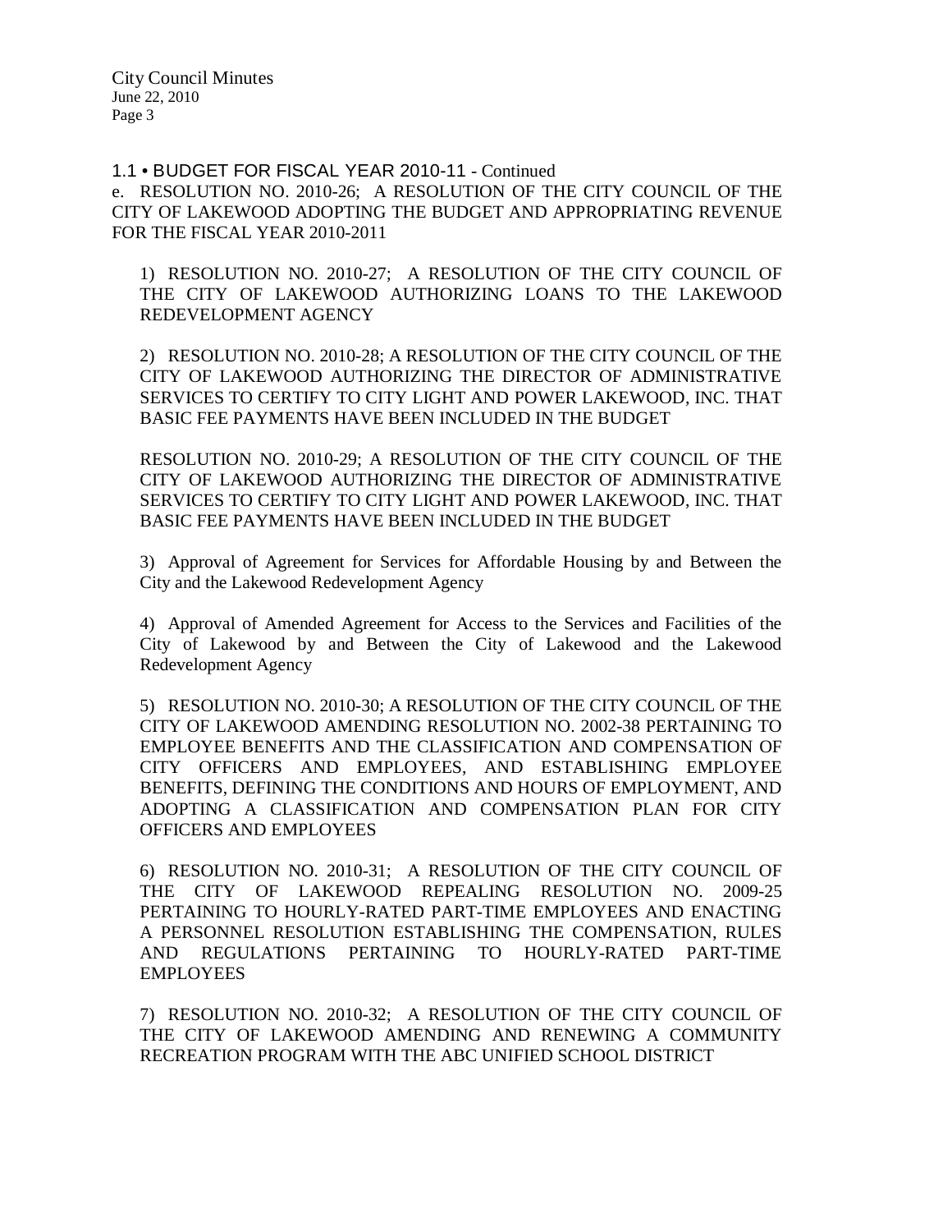1.1 • BUDGET FOR FISCAL YEAR 2010-11 - Continued

e. RESOLUTION NO. 2010-26; A RESOLUTION OF THE CITY COUNCIL OF THE CITY OF LAKEWOOD ADOPTING THE BUDGET AND APPROPRIATING REVENUE FOR THE FISCAL YEAR 2010-2011

1) RESOLUTION NO. 2010-27; A RESOLUTION OF THE CITY COUNCIL OF THE CITY OF LAKEWOOD AUTHORIZING LOANS TO THE LAKEWOOD REDEVELOPMENT AGENCY

2) RESOLUTION NO. 2010-28; A RESOLUTION OF THE CITY COUNCIL OF THE CITY OF LAKEWOOD AUTHORIZING THE DIRECTOR OF ADMINISTRATIVE SERVICES TO CERTIFY TO CITY LIGHT AND POWER LAKEWOOD, INC. THAT BASIC FEE PAYMENTS HAVE BEEN INCLUDED IN THE BUDGET

RESOLUTION NO. 2010-29; A RESOLUTION OF THE CITY COUNCIL OF THE CITY OF LAKEWOOD AUTHORIZING THE DIRECTOR OF ADMINISTRATIVE SERVICES TO CERTIFY TO CITY LIGHT AND POWER LAKEWOOD, INC. THAT BASIC FEE PAYMENTS HAVE BEEN INCLUDED IN THE BUDGET

3) Approval of Agreement for Services for Affordable Housing by and Between the City and the Lakewood Redevelopment Agency

4) Approval of Amended Agreement for Access to the Services and Facilities of the City of Lakewood by and Between the City of Lakewood and the Lakewood Redevelopment Agency

5) RESOLUTION NO. 2010-30; A RESOLUTION OF THE CITY COUNCIL OF THE CITY OF LAKEWOOD AMENDING RESOLUTION NO. 2002-38 PERTAINING TO EMPLOYEE BENEFITS AND THE CLASSIFICATION AND COMPENSATION OF CITY OFFICERS AND EMPLOYEES, AND ESTABLISHING EMPLOYEE BENEFITS, DEFINING THE CONDITIONS AND HOURS OF EMPLOYMENT, AND ADOPTING A CLASSIFICATION AND COMPENSATION PLAN FOR CITY OFFICERS AND EMPLOYEES

6) RESOLUTION NO. 2010-31; A RESOLUTION OF THE CITY COUNCIL OF THE CITY OF LAKEWOOD REPEALING RESOLUTION NO. 2009-25 PERTAINING TO HOURLY-RATED PART-TIME EMPLOYEES AND ENACTING A PERSONNEL RESOLUTION ESTABLISHING THE COMPENSATION, RULES AND REGULATIONS PERTAINING TO HOURLY-RATED PART-TIME EMPLOYEES

7) RESOLUTION NO. 2010-32; A RESOLUTION OF THE CITY COUNCIL OF THE CITY OF LAKEWOOD AMENDING AND RENEWING A COMMUNITY RECREATION PROGRAM WITH THE ABC UNIFIED SCHOOL DISTRICT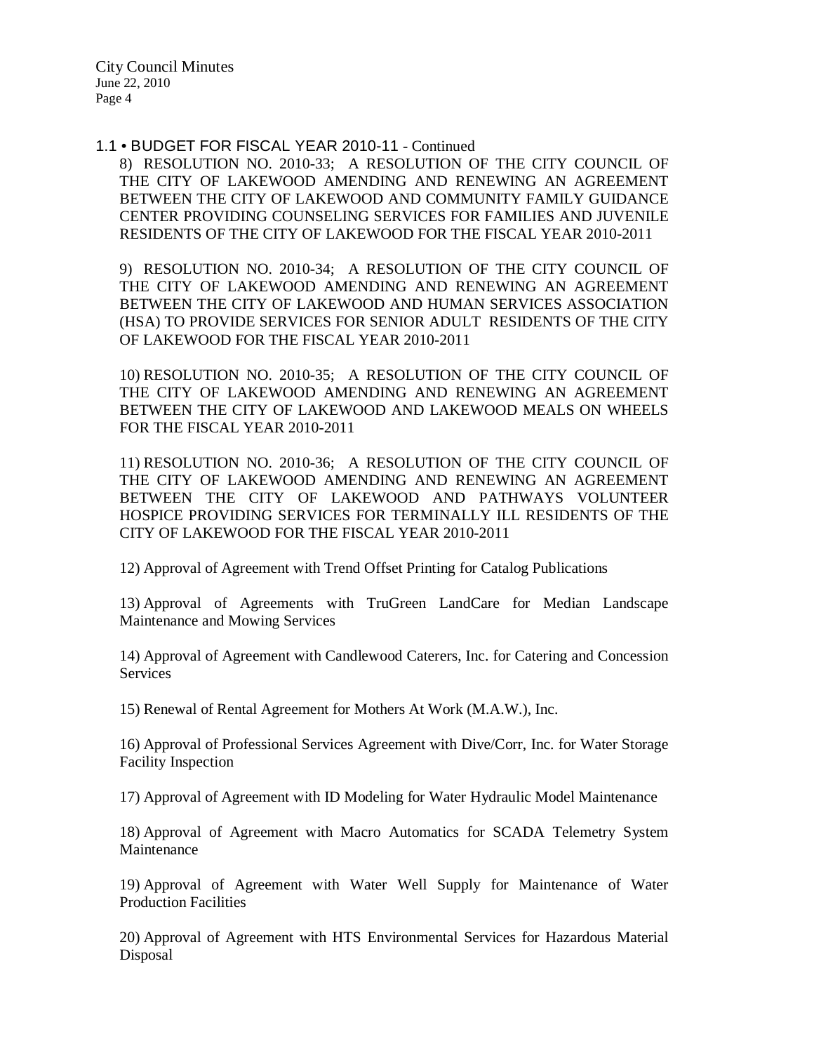1.1 • BUDGET FOR FISCAL YEAR 2010-11 - Continued

8) RESOLUTION NO. 2010-33; A RESOLUTION OF THE CITY COUNCIL OF THE CITY OF LAKEWOOD AMENDING AND RENEWING AN AGREEMENT BETWEEN THE CITY OF LAKEWOOD AND COMMUNITY FAMILY GUIDANCE CENTER PROVIDING COUNSELING SERVICES FOR FAMILIES AND JUVENILE RESIDENTS OF THE CITY OF LAKEWOOD FOR THE FISCAL YEAR 2010-2011

9) RESOLUTION NO. 2010-34; A RESOLUTION OF THE CITY COUNCIL OF THE CITY OF LAKEWOOD AMENDING AND RENEWING AN AGREEMENT BETWEEN THE CITY OF LAKEWOOD AND HUMAN SERVICES ASSOCIATION (HSA) TO PROVIDE SERVICES FOR SENIOR ADULT RESIDENTS OF THE CITY OF LAKEWOOD FOR THE FISCAL YEAR 2010-2011

10) RESOLUTION NO. 2010-35; A RESOLUTION OF THE CITY COUNCIL OF THE CITY OF LAKEWOOD AMENDING AND RENEWING AN AGREEMENT BETWEEN THE CITY OF LAKEWOOD AND LAKEWOOD MEALS ON WHEELS FOR THE FISCAL YEAR 2010-2011

11) RESOLUTION NO. 2010-36; A RESOLUTION OF THE CITY COUNCIL OF THE CITY OF LAKEWOOD AMENDING AND RENEWING AN AGREEMENT BETWEEN THE CITY OF LAKEWOOD AND PATHWAYS VOLUNTEER HOSPICE PROVIDING SERVICES FOR TERMINALLY ILL RESIDENTS OF THE CITY OF LAKEWOOD FOR THE FISCAL YEAR 2010-2011

12) Approval of Agreement with Trend Offset Printing for Catalog Publications

13) Approval of Agreements with TruGreen LandCare for Median Landscape Maintenance and Mowing Services

14) Approval of Agreement with Candlewood Caterers, Inc. for Catering and Concession Services

15) Renewal of Rental Agreement for Mothers At Work (M.A.W.), Inc.

16) Approval of Professional Services Agreement with Dive/Corr, Inc. for Water Storage Facility Inspection

17) Approval of Agreement with ID Modeling for Water Hydraulic Model Maintenance

18) Approval of Agreement with Macro Automatics for SCADA Telemetry System Maintenance

19) Approval of Agreement with Water Well Supply for Maintenance of Water Production Facilities

20) Approval of Agreement with HTS Environmental Services for Hazardous Material Disposal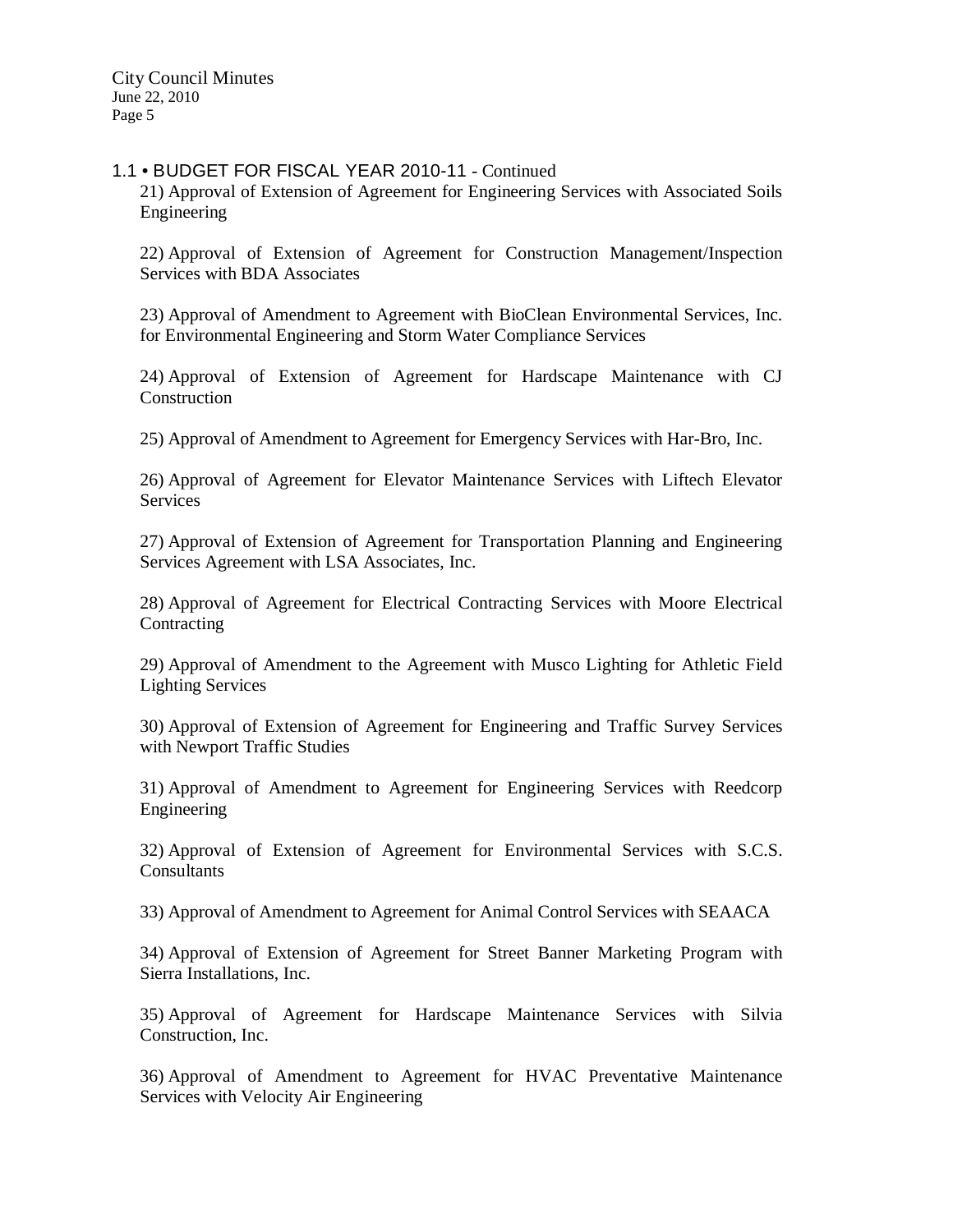1.1 • BUDGET FOR FISCAL YEAR 2010-11 - Continued

21) Approval of Extension of Agreement for Engineering Services with Associated Soils Engineering

22) Approval of Extension of Agreement for Construction Management/Inspection Services with BDA Associates

23) Approval of Amendment to Agreement with BioClean Environmental Services, Inc. for Environmental Engineering and Storm Water Compliance Services

24) Approval of Extension of Agreement for Hardscape Maintenance with CJ Construction

25) Approval of Amendment to Agreement for Emergency Services with Har-Bro, Inc.

26) Approval of Agreement for Elevator Maintenance Services with Liftech Elevator Services

27) Approval of Extension of Agreement for Transportation Planning and Engineering Services Agreement with LSA Associates, Inc.

28) Approval of Agreement for Electrical Contracting Services with Moore Electrical Contracting

29) Approval of Amendment to the Agreement with Musco Lighting for Athletic Field Lighting Services

30) Approval of Extension of Agreement for Engineering and Traffic Survey Services with Newport Traffic Studies

31) Approval of Amendment to Agreement for Engineering Services with Reedcorp Engineering

32) Approval of Extension of Agreement for Environmental Services with S.C.S. Consultants

33) Approval of Amendment to Agreement for Animal Control Services with SEAACA

34) Approval of Extension of Agreement for Street Banner Marketing Program with Sierra Installations, Inc.

35) Approval of Agreement for Hardscape Maintenance Services with Silvia Construction, Inc.

36) Approval of Amendment to Agreement for HVAC Preventative Maintenance Services with Velocity Air Engineering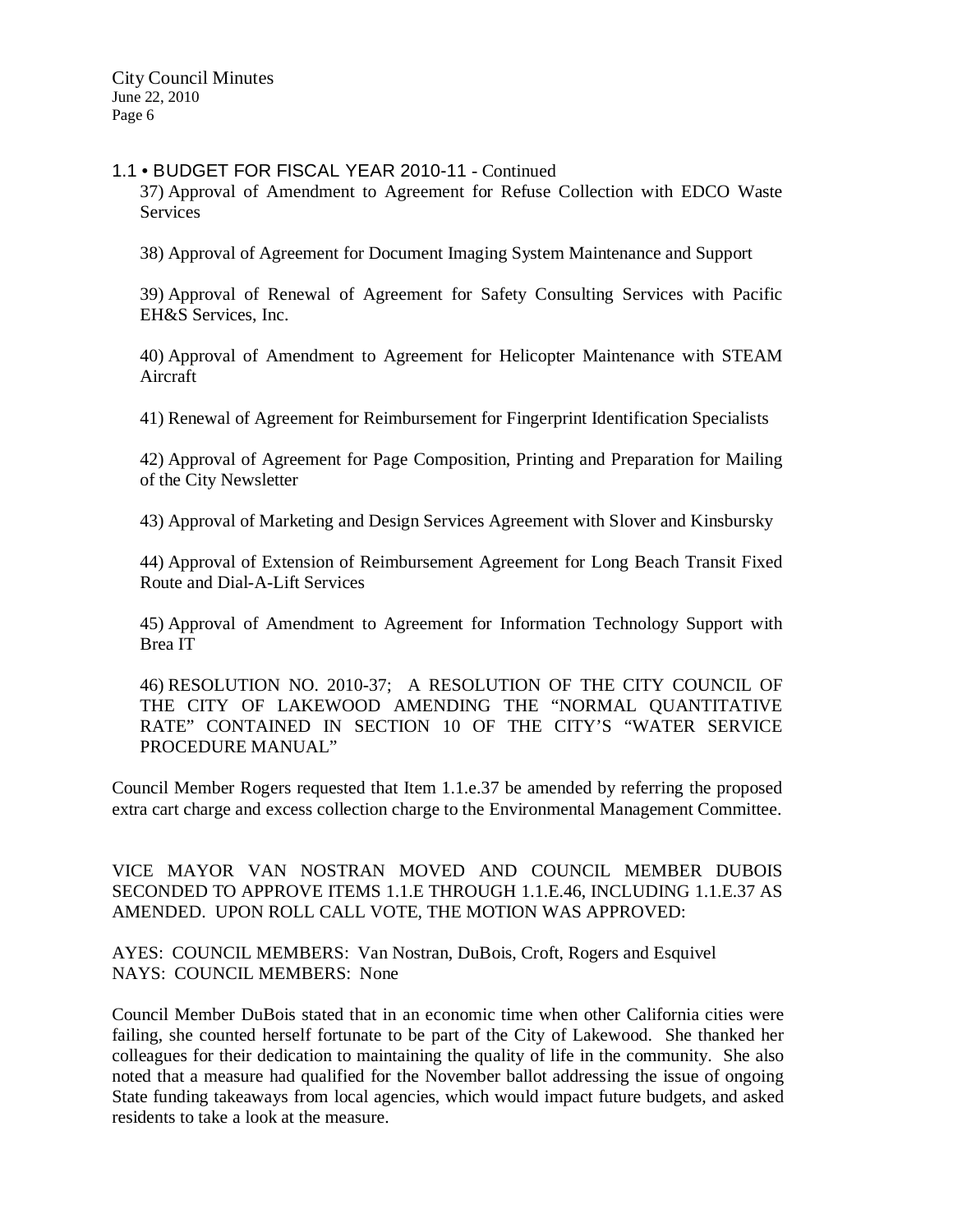1.1 • BUDGET FOR FISCAL YEAR 2010-11 - Continued

37) Approval of Amendment to Agreement for Refuse Collection with EDCO Waste Services

38) Approval of Agreement for Document Imaging System Maintenance and Support

39) Approval of Renewal of Agreement for Safety Consulting Services with Pacific EH&S Services, Inc.

40) Approval of Amendment to Agreement for Helicopter Maintenance with STEAM Aircraft

41) Renewal of Agreement for Reimbursement for Fingerprint Identification Specialists

42) Approval of Agreement for Page Composition, Printing and Preparation for Mailing of the City Newsletter

43) Approval of Marketing and Design Services Agreement with Slover and Kinsbursky

44) Approval of Extension of Reimbursement Agreement for Long Beach Transit Fixed Route and Dial-A-Lift Services

45) Approval of Amendment to Agreement for Information Technology Support with Brea IT

46) RESOLUTION NO. 2010-37; A RESOLUTION OF THE CITY COUNCIL OF THE CITY OF LAKEWOOD AMENDING THE "NORMAL QUANTITATIVE RATE" CONTAINED IN SECTION 10 OF THE CITY'S "WATER SERVICE PROCEDURE MANUAL"

Council Member Rogers requested that Item 1.1.e.37 be amended by referring the proposed extra cart charge and excess collection charge to the Environmental Management Committee.

VICE MAYOR VAN NOSTRAN MOVED AND COUNCIL MEMBER DUBOIS SECONDED TO APPROVE ITEMS 1.1.E THROUGH 1.1.E.46, INCLUDING 1.1.E.37 AS AMENDED. UPON ROLL CALL VOTE, THE MOTION WAS APPROVED:

AYES: COUNCIL MEMBERS: Van Nostran, DuBois, Croft, Rogers and Esquivel
NAYS: COUNCIL MEMBERS: None

Council Member DuBois stated that in an economic time when other California cities were failing, she counted herself fortunate to be part of the City of Lakewood. She thanked her colleagues for their dedication to maintaining the quality of life in the community. She also noted that a measure had qualified for the November ballot addressing the issue of ongoing State funding takeaways from local agencies, which would impact future budgets, and asked residents to take a look at the measure.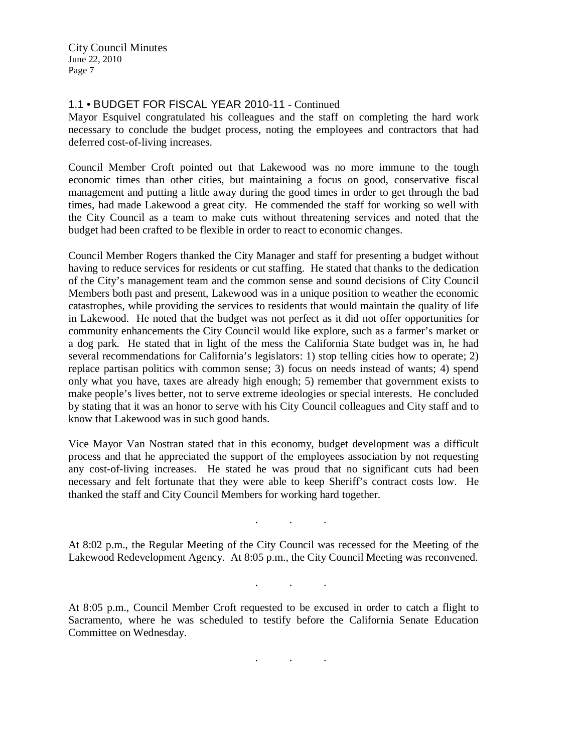### 1.1 • BUDGET FOR FISCAL YEAR 2010-11 - Continued

Mayor Esquivel congratulated his colleagues and the staff on completing the hard work necessary to conclude the budget process, noting the employees and contractors that had deferred cost-of-living increases.

Council Member Croft pointed out that Lakewood was no more immune to the tough economic times than other cities, but maintaining a focus on good, conservative fiscal management and putting a little away during the good times in order to get through the bad times, had made Lakewood a great city. He commended the staff for working so well with the City Council as a team to make cuts without threatening services and noted that the budget had been crafted to be flexible in order to react to economic changes.

Council Member Rogers thanked the City Manager and staff for presenting a budget without having to reduce services for residents or cut staffing. He stated that thanks to the dedication of the City's management team and the common sense and sound decisions of City Council Members both past and present, Lakewood was in a unique position to weather the economic catastrophes, while providing the services to residents that would maintain the quality of life in Lakewood. He noted that the budget was not perfect as it did not offer opportunities for community enhancements the City Council would like explore, such as a farmer's market or a dog park. He stated that in light of the mess the California State budget was in, he had several recommendations for California's legislators: 1) stop telling cities how to operate; 2) replace partisan politics with common sense; 3) focus on needs instead of wants; 4) spend only what you have, taxes are already high enough; 5) remember that government exists to make people's lives better, not to serve extreme ideologies or special interests. He concluded by stating that it was an honor to serve with his City Council colleagues and City staff and to know that Lakewood was in such good hands.

Vice Mayor Van Nostran stated that in this economy, budget development was a difficult process and that he appreciated the support of the employees association by not requesting any cost-of-living increases. He stated he was proud that no significant cuts had been necessary and felt fortunate that they were able to keep Sheriff's contract costs low. He thanked the staff and City Council Members for working hard together.

. . .

At 8:02 p.m., the Regular Meeting of the City Council was recessed for the Meeting of the Lakewood Redevelopment Agency. At 8:05 p.m., the City Council Meeting was reconvened.

. . .

At 8:05 p.m., Council Member Croft requested to be excused in order to catch a flight to Sacramento, where he was scheduled to testify before the California Senate Education Committee on Wednesday.

. . .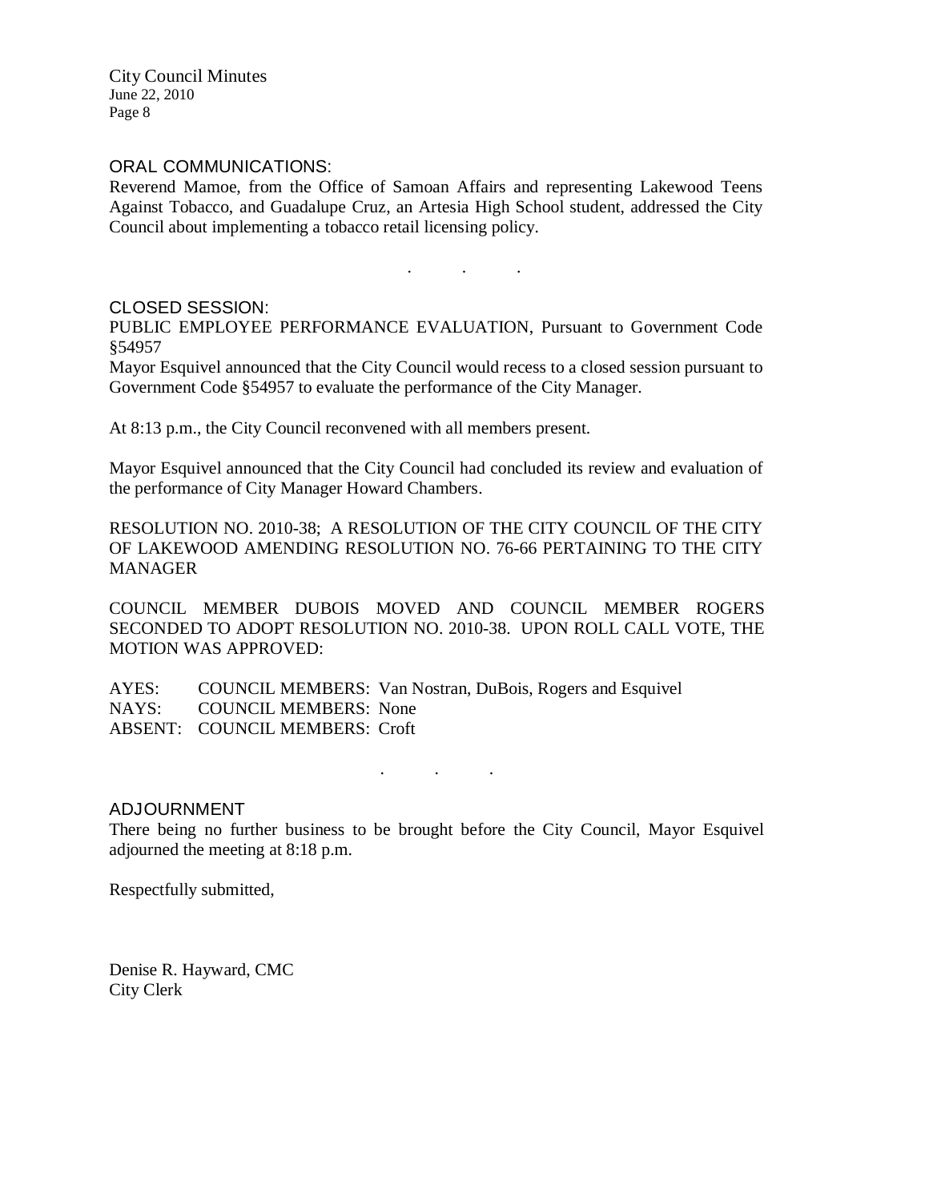## ORAL COMMUNICATIONS:

Reverend Mamoe, from the Office of Samoan Affairs and representing Lakewood Teens Against Tobacco, and Guadalupe Cruz, an Artesia High School student, addressed the City Council about implementing a tobacco retail licensing policy.

. . .

## CLOSED SESSION:

PUBLIC EMPLOYEE PERFORMANCE EVALUATION, Pursuant to Government Code §54957

Mayor Esquivel announced that the City Council would recess to a closed session pursuant to Government Code §54957 to evaluate the performance of the City Manager.

At 8:13 p.m., the City Council reconvened with all members present.

Mayor Esquivel announced that the City Council had concluded its review and evaluation of the performance of City Manager Howard Chambers.

RESOLUTION NO. 2010-38; A RESOLUTION OF THE CITY COUNCIL OF THE CITY OF LAKEWOOD AMENDING RESOLUTION NO. 76-66 PERTAINING TO THE CITY MANAGER

COUNCIL MEMBER DUBOIS MOVED AND COUNCIL MEMBER ROGERS SECONDED TO ADOPT RESOLUTION NO. 2010-38. UPON ROLL CALL VOTE, THE MOTION WAS APPROVED:

AYES: COUNCIL MEMBERS: Van Nostran, DuBois, Rogers and Esquivel
NAYS: COUNCIL MEMBERS: None
ABSENT: COUNCIL MEMBERS: Croft

. . .

## ADJOURNMENT

There being no further business to be brought before the City Council, Mayor Esquivel adjourned the meeting at 8:18 p.m.

Respectfully submitted,

Denise R. Hayward, CMC
City Clerk